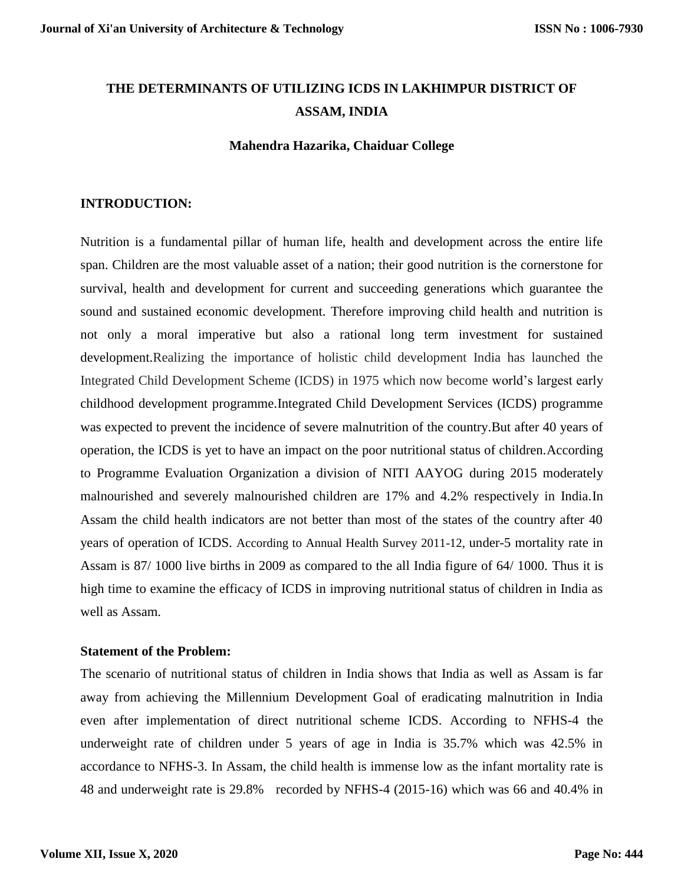# THE DETERMINANTS OF UTILIZING ICDS IN LAKHIMPUR DISTRICT OF ASSAM, INDIA

**Mahendra Hazarika, Chaiduar College**

## INTRODUCTION:

Nutrition is a fundamental pillar of human life, health and development across the entire life span. Children are the most valuable asset of a nation; their good nutrition is the cornerstone for survival, health and development for current and succeeding generations which guarantee the sound and sustained economic development. Therefore improving child health and nutrition is not only a moral imperative but also a rational long term investment for sustained development.Realizing the importance of holistic child development India has launched the Integrated Child Development Scheme (ICDS) in 1975 which now become world's largest early childhood development programme.Integrated Child Development Services (ICDS) programme was expected to prevent the incidence of severe malnutrition of the country.But after 40 years of operation, the ICDS is yet to have an impact on the poor nutritional status of children.According to Programme Evaluation Organization a division of NITI AAYOG during 2015 moderately malnourished and severely malnourished children are 17% and 4.2% respectively in India.In Assam the child health indicators are not better than most of the states of the country after 40 years of operation of ICDS. According to Annual Health Survey 2011-12, under-5 mortality rate in Assam is 87/ 1000 live births in 2009 as compared to the all India figure of 64/ 1000. Thus it is high time to examine the efficacy of ICDS in improving nutritional status of children in India as well as Assam.

### Statement of the Problem:

The scenario of nutritional status of children in India shows that India as well as Assam is far away from achieving the Millennium Development Goal of eradicating malnutrition in India even after implementation of direct nutritional scheme ICDS. According to NFHS-4 the underweight rate of children under 5 years of age in India is 35.7% which was 42.5% in accordance to NFHS-3. In Assam, the child health is immense low as the infant mortality rate is 48 and underweight rate is 29.8% recorded by NFHS-4 (2015-16) which was 66 and 40.4% in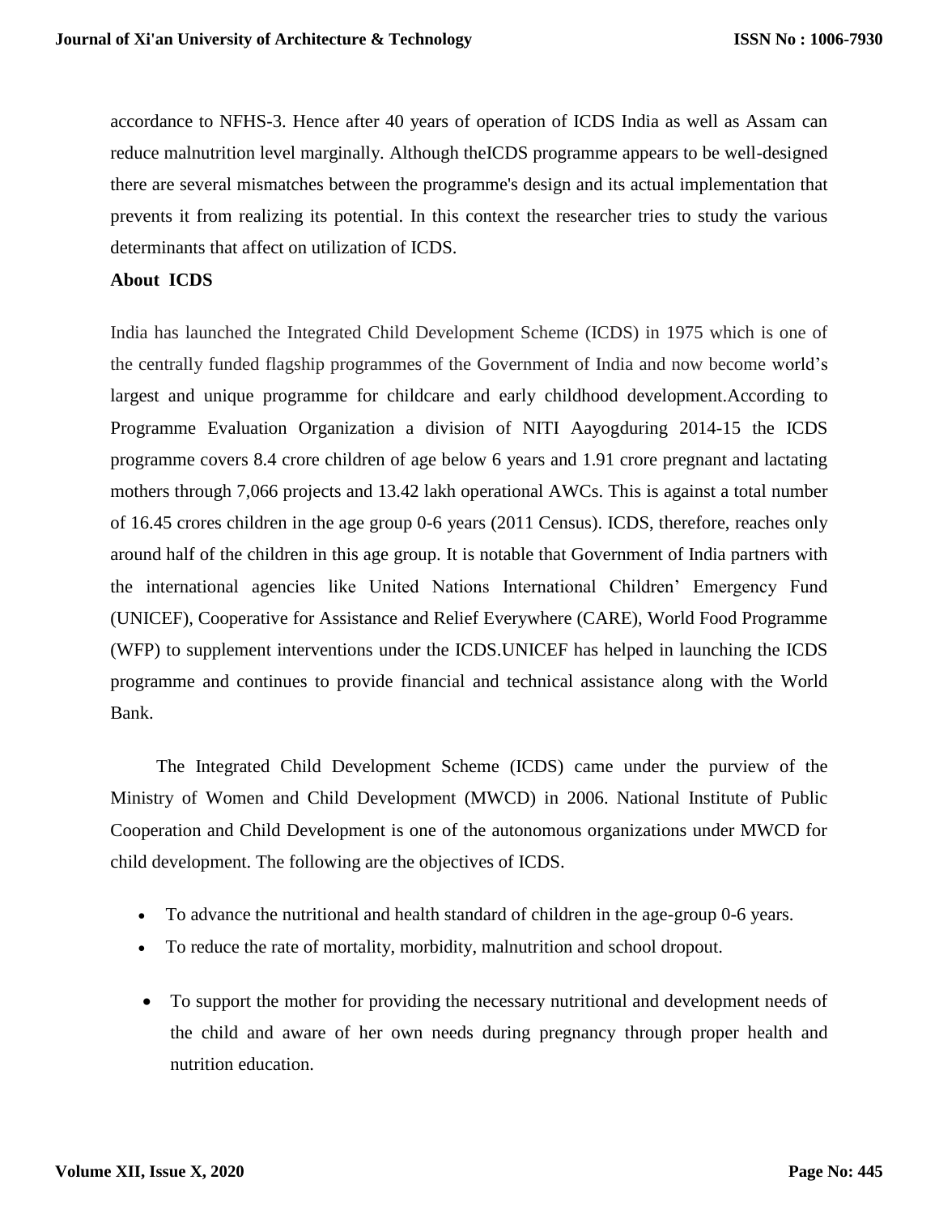accordance to NFHS-3. Hence after 40 years of operation of ICDS India as well as Assam can reduce malnutrition level marginally. Although theICDS programme appears to be well-designed there are several mismatches between the programme's design and its actual implementation that prevents it from realizing its potential. In this context the researcher tries to study the various determinants that affect on utilization of ICDS.

**About ICDS**

India has launched the Integrated Child Development Scheme (ICDS) in 1975 which is one of the centrally funded flagship programmes of the Government of India and now become world's largest and unique programme for childcare and early childhood development.According to Programme Evaluation Organization a division of NITI Aayogduring 2014-15 the ICDS programme covers 8.4 crore children of age below 6 years and 1.91 crore pregnant and lactating mothers through 7,066 projects and 13.42 lakh operational AWCs. This is against a total number of 16.45 crores children in the age group 0-6 years (2011 Census). ICDS, therefore, reaches only around half of the children in this age group. It is notable that Government of India partners with the international agencies like United Nations International Children' Emergency Fund (UNICEF), Cooperative for Assistance and Relief Everywhere (CARE), World Food Programme (WFP) to supplement interventions under the ICDS.UNICEF has helped in launching the ICDS programme and continues to provide financial and technical assistance along with the World Bank.

The Integrated Child Development Scheme (ICDS) came under the purview of the Ministry of Women and Child Development (MWCD) in 2006. National Institute of Public Cooperation and Child Development is one of the autonomous organizations under MWCD for child development. The following are the objectives of ICDS.

- To advance the nutritional and health standard of children in the age-group 0-6 years.
- To reduce the rate of mortality, morbidity, malnutrition and school dropout.
- To support the mother for providing the necessary nutritional and development needs of the child and aware of her own needs during pregnancy through proper health and nutrition education.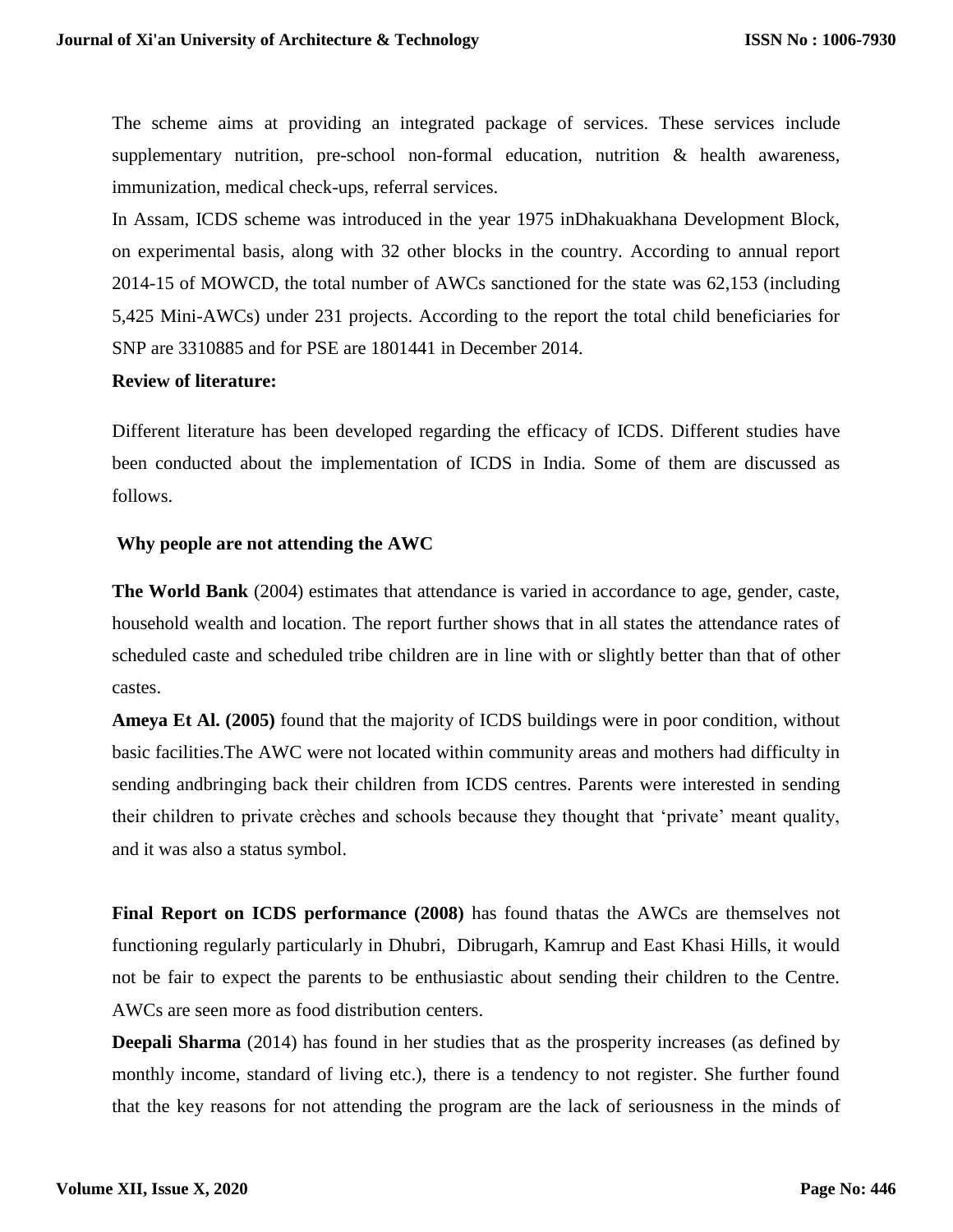The scheme aims at providing an integrated package of services. These services include supplementary nutrition, pre-school non-formal education, nutrition & health awareness, immunization, medical check-ups, referral services.

In Assam, ICDS scheme was introduced in the year 1975 inDhakuakhana Development Block, on experimental basis, along with 32 other blocks in the country. According to annual report 2014-15 of MOWCD, the total number of AWCs sanctioned for the state was 62,153 (including 5,425 Mini-AWCs) under 231 projects. According to the report the total child beneficiaries for SNP are 3310885 and for PSE are 1801441 in December 2014.

**Review of literature:**

Different literature has been developed regarding the efficacy of ICDS. Different studies have been conducted about the implementation of ICDS in India. Some of them are discussed as follows.

**Why people are not attending the AWC**

**The World Bank** (2004) estimates that attendance is varied in accordance to age, gender, caste, household wealth and location. The report further shows that in all states the attendance rates of scheduled caste and scheduled tribe children are in line with or slightly better than that of other castes.

**Ameya Et Al. (2005)** found that the majority of ICDS buildings were in poor condition, without basic facilities.The AWC were not located within community areas and mothers had difficulty in sending andbringing back their children from ICDS centres. Parents were interested in sending their children to private crèches and schools because they thought that 'private' meant quality, and it was also a status symbol.

**Final Report on ICDS performance (2008)** has found thatas the AWCs are themselves not functioning regularly particularly in Dhubri, Dibrugarh, Kamrup and East Khasi Hills, it would not be fair to expect the parents to be enthusiastic about sending their children to the Centre. AWCs are seen more as food distribution centers.

**Deepali Sharma** (2014) has found in her studies that as the prosperity increases (as defined by monthly income, standard of living etc.), there is a tendency to not register. She further found that the key reasons for not attending the program are the lack of seriousness in the minds of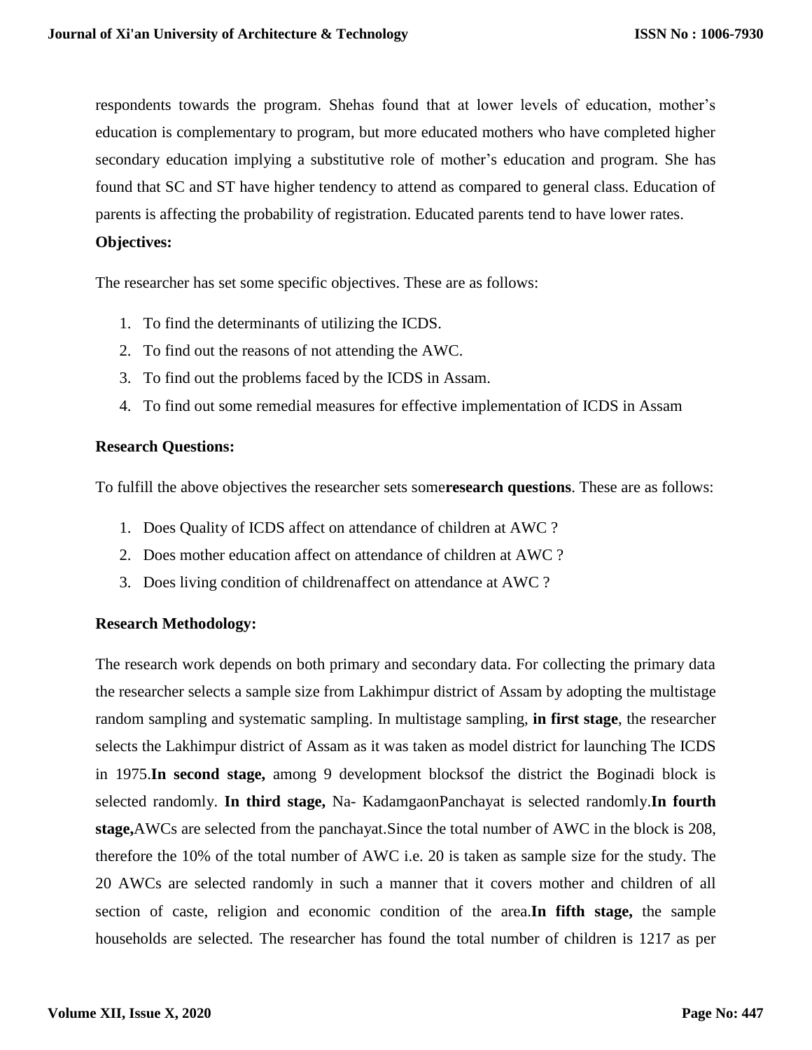respondents towards the program. Shehas found that at lower levels of education, mother's education is complementary to program, but more educated mothers who have completed higher secondary education implying a substitutive role of mother's education and program. She has found that SC and ST have higher tendency to attend as compared to general class. Education of parents is affecting the probability of registration. Educated parents tend to have lower rates.

**Objectives:**

The researcher has set some specific objectives. These are as follows:

1. To find the determinants of utilizing the ICDS.
2. To find out the reasons of not attending the AWC.
3. To find out the problems faced by the ICDS in Assam.
4. To find out some remedial measures for effective implementation of ICDS in Assam

**Research Questions:**

To fulfill the above objectives the researcher sets some**research questions**. These are as follows:

1. Does Quality of ICDS affect on attendance of children at AWC ?
2. Does mother education affect on attendance of children at AWC ?
3. Does living condition of childrenaffect on attendance at AWC ?

**Research Methodology:**

The research work depends on both primary and secondary data. For collecting the primary data the researcher selects a sample size from Lakhimpur district of Assam by adopting the multistage random sampling and systematic sampling. In multistage sampling, **in first stage**, the researcher selects the Lakhimpur district of Assam as it was taken as model district for launching The ICDS in 1975.**In second stage,** among 9 development blocksof the district the Boginadi block is selected randomly. **In third stage,** Na- KadamgaonPanchayat is selected randomly.**In fourth stage,**AWCs are selected from the panchayat.Since the total number of AWC in the block is 208, therefore the 10% of the total number of AWC i.e. 20 is taken as sample size for the study. The 20 AWCs are selected randomly in such a manner that it covers mother and children of all section of caste, religion and economic condition of the area.**In fifth stage,** the sample households are selected. The researcher has found the total number of children is 1217 as per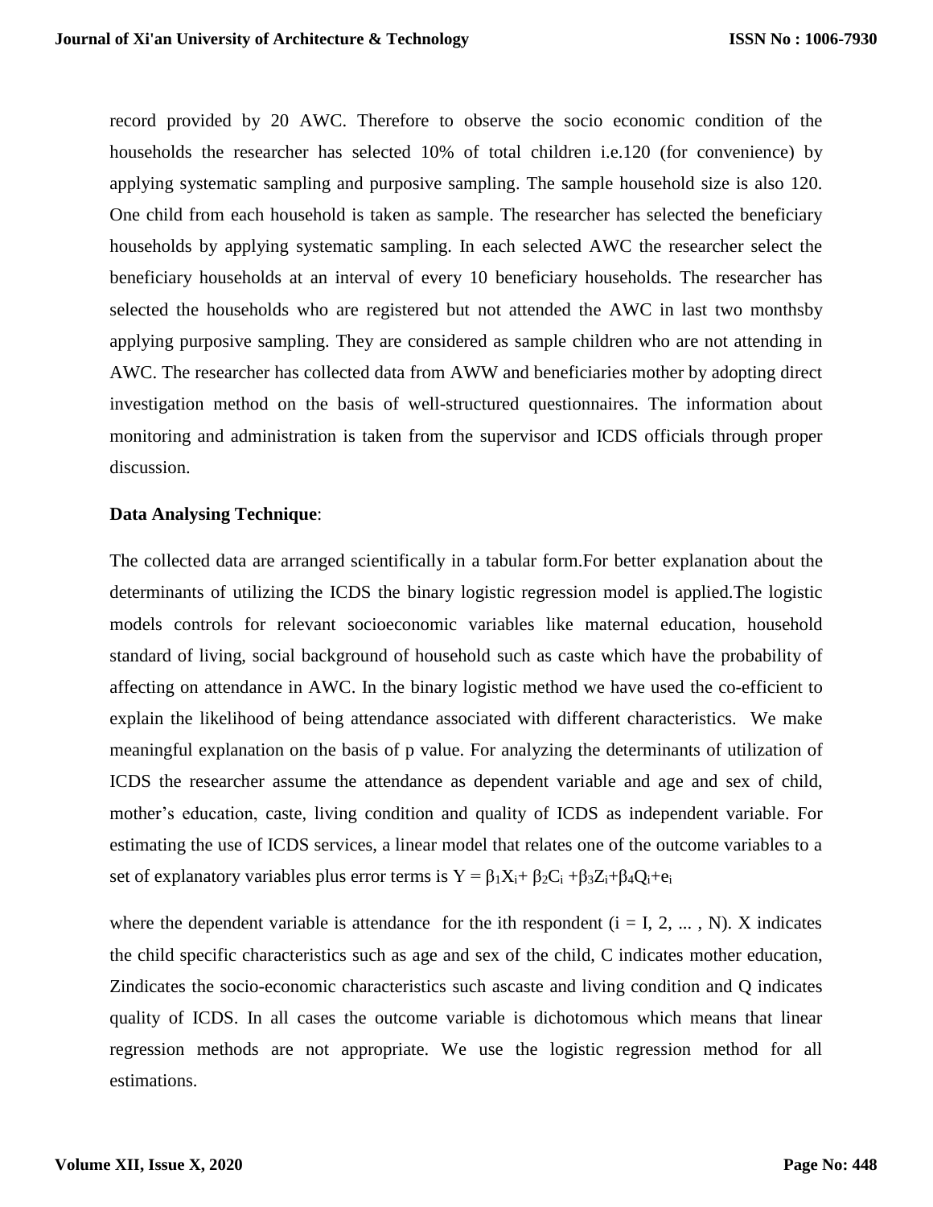record provided by 20 AWC. Therefore to observe the socio economic condition of the households the researcher has selected 10% of total children i.e.120 (for convenience) by applying systematic sampling and purposive sampling. The sample household size is also 120. One child from each household is taken as sample. The researcher has selected the beneficiary households by applying systematic sampling. In each selected AWC the researcher select the beneficiary households at an interval of every 10 beneficiary households. The researcher has selected the households who are registered but not attended the AWC in last two monthsby applying purposive sampling. They are considered as sample children who are not attending in AWC. The researcher has collected data from AWW and beneficiaries mother by adopting direct investigation method on the basis of well-structured questionnaires. The information about monitoring and administration is taken from the supervisor and ICDS officials through proper discussion.

**Data Analysing Technique**:

The collected data are arranged scientifically in a tabular form.For better explanation about the determinants of utilizing the ICDS the binary logistic regression model is applied.The logistic models controls for relevant socioeconomic variables like maternal education, household standard of living, social background of household such as caste which have the probability of affecting on attendance in AWC. In the binary logistic method we have used the co-efficient to explain the likelihood of being attendance associated with different characteristics. We make meaningful explanation on the basis of p value. For analyzing the determinants of utilization of ICDS the researcher assume the attendance as dependent variable and age and sex of child, mother's education, caste, living condition and quality of ICDS as independent variable. For estimating the use of ICDS services, a linear model that relates one of the outcome variables to a set of explanatory variables plus error terms is $Y = \beta_1 X_i + \beta_2 C_i + \beta_3 Z_i + \beta_4 Q_i + e_i$

where the dependent variable is attendance for the ith respondent ($i = I, 2, ... , N$). X indicates the child specific characteristics such as age and sex of the child, C indicates mother education, Zindicates the socio-economic characteristics such ascaste and living condition and Q indicates quality of ICDS. In all cases the outcome variable is dichotomous which means that linear regression methods are not appropriate. We use the logistic regression method for all estimations.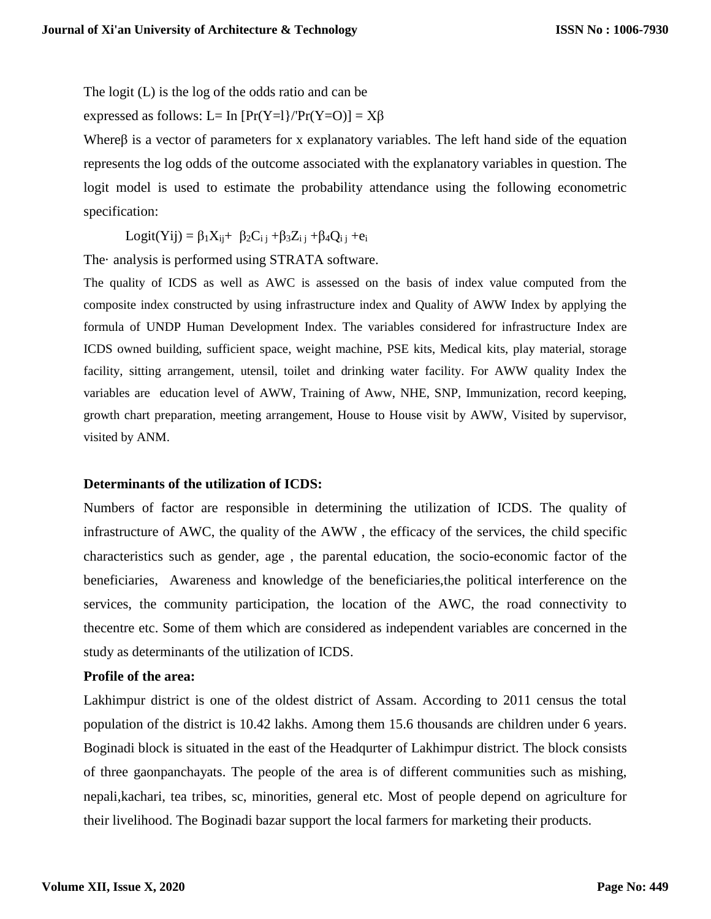The logit (L) is the log of the odds ratio and can be

expressed as follows: L= In [Pr(Y=l}/'Pr(Y=O)] = Xβ

Whereβ is a vector of parameters for x explanatory variables. The left hand side of the equation represents the log odds of the outcome associated with the explanatory variables in question. The logit model is used to estimate the probability attendance using the following econometric specification:

$$\text{Logit}(Yij) = \beta_1 X_{ij} + \beta_2 C_{ij} + \beta_3 Z_{ij} + \beta_4 Q_{ij} + e_i$$

The· analysis is performed using STRATA software.

The quality of ICDS as well as AWC is assessed on the basis of index value computed from the composite index constructed by using infrastructure index and Quality of AWW Index by applying the formula of UNDP Human Development Index. The variables considered for infrastructure Index are ICDS owned building, sufficient space, weight machine, PSE kits, Medical kits, play material, storage facility, sitting arrangement, utensil, toilet and drinking water facility. For AWW quality Index the variables are education level of AWW, Training of Aww, NHE, SNP, Immunization, record keeping, growth chart preparation, meeting arrangement, House to House visit by AWW, Visited by supervisor, visited by ANM.

**Determinants of the utilization of ICDS:**

Numbers of factor are responsible in determining the utilization of ICDS. The quality of infrastructure of AWC, the quality of the AWW , the efficacy of the services, the child specific characteristics such as gender, age , the parental education, the socio-economic factor of the beneficiaries, Awareness and knowledge of the beneficiaries,the political interference on the services, the community participation, the location of the AWC, the road connectivity to thecentre etc. Some of them which are considered as independent variables are concerned in the study as determinants of the utilization of ICDS.

**Profile of the area:**

Lakhimpur district is one of the oldest district of Assam. According to 2011 census the total population of the district is 10.42 lakhs. Among them 15.6 thousands are children under 6 years. Boginadi block is situated in the east of the Headqurter of Lakhimpur district. The block consists of three gaonpanchayats. The people of the area is of different communities such as mishing, nepali,kachari, tea tribes, sc, minorities, general etc. Most of people depend on agriculture for their livelihood. The Boginadi bazar support the local farmers for marketing their products.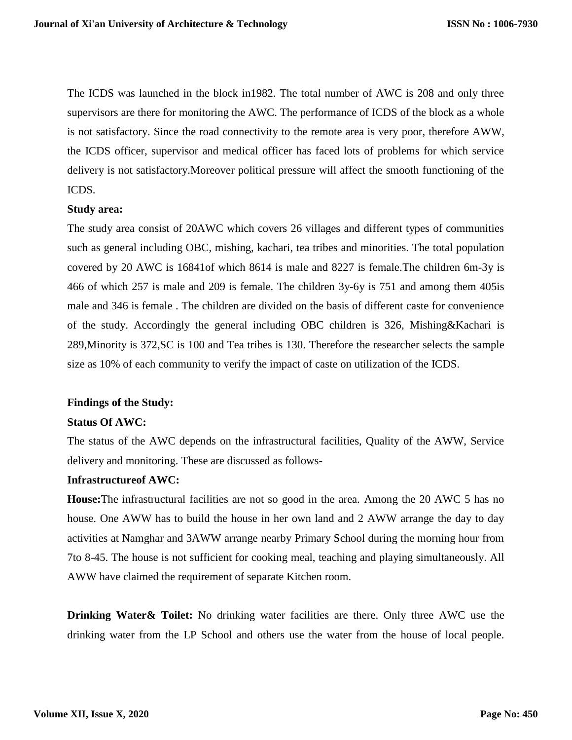The ICDS was launched in the block in1982. The total number of AWC is 208 and only three supervisors are there for monitoring the AWC. The performance of ICDS of the block as a whole is not satisfactory. Since the road connectivity to the remote area is very poor, therefore AWW, the ICDS officer, supervisor and medical officer has faced lots of problems for which service delivery is not satisfactory.Moreover political pressure will affect the smooth functioning of the ICDS.

**Study area:**

The study area consist of 20AWC which covers 26 villages and different types of communities such as general including OBC, mishing, kachari, tea tribes and minorities. The total population covered by 20 AWC is 16841of which 8614 is male and 8227 is female.The children 6m-3y is 466 of which 257 is male and 209 is female. The children 3y-6y is 751 and among them 405is male and 346 is female . The children are divided on the basis of different caste for convenience of the study. Accordingly the general including OBC children is 326, Mishing&Kachari is 289,Minority is 372,SC is 100 and Tea tribes is 130. Therefore the researcher selects the sample size as 10% of each community to verify the impact of caste on utilization of the ICDS.

**Findings of the Study:**

**Status Of AWC:**

The status of the AWC depends on the infrastructural facilities, Quality of the AWW, Service delivery and monitoring. These are discussed as follows-

**Infrastructureof AWC:**

**House:**The infrastructural facilities are not so good in the area. Among the 20 AWC 5 has no house. One AWW has to build the house in her own land and 2 AWW arrange the day to day activities at Namghar and 3AWW arrange nearby Primary School during the morning hour from 7to 8-45. The house is not sufficient for cooking meal, teaching and playing simultaneously. All AWW have claimed the requirement of separate Kitchen room.

**Drinking Water& Toilet:** No drinking water facilities are there. Only three AWC use the drinking water from the LP School and others use the water from the house of local people.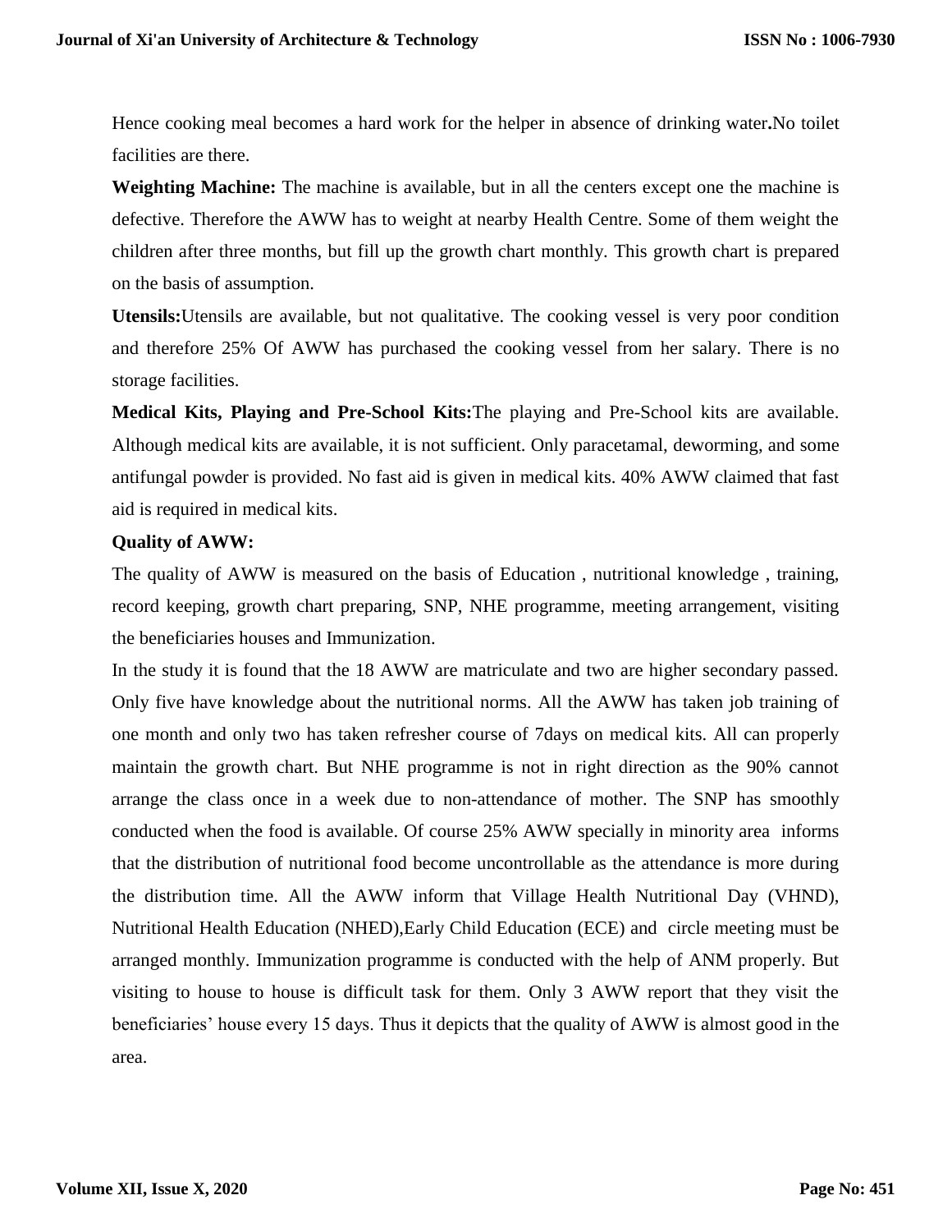Hence cooking meal becomes a hard work for the helper in absence of drinking water**.**No toilet facilities are there.

**Weighting Machine:** The machine is available, but in all the centers except one the machine is defective. Therefore the AWW has to weight at nearby Health Centre. Some of them weight the children after three months, but fill up the growth chart monthly. This growth chart is prepared on the basis of assumption.

**Utensils:**Utensils are available, but not qualitative. The cooking vessel is very poor condition and therefore 25% Of AWW has purchased the cooking vessel from her salary. There is no storage facilities.

**Medical Kits, Playing and Pre-School Kits:**The playing and Pre-School kits are available. Although medical kits are available, it is not sufficient. Only paracetamal, deworming, and some antifungal powder is provided. No fast aid is given in medical kits. 40% AWW claimed that fast aid is required in medical kits.

**Quality of AWW:**

The quality of AWW is measured on the basis of Education , nutritional knowledge , training, record keeping, growth chart preparing, SNP, NHE programme, meeting arrangement, visiting the beneficiaries houses and Immunization.

In the study it is found that the 18 AWW are matriculate and two are higher secondary passed. Only five have knowledge about the nutritional norms. All the AWW has taken job training of one month and only two has taken refresher course of 7days on medical kits. All can properly maintain the growth chart. But NHE programme is not in right direction as the 90% cannot arrange the class once in a week due to non-attendance of mother. The SNP has smoothly conducted when the food is available. Of course 25% AWW specially in minority area informs that the distribution of nutritional food become uncontrollable as the attendance is more during the distribution time. All the AWW inform that Village Health Nutritional Day (VHND), Nutritional Health Education (NHED),Early Child Education (ECE) and circle meeting must be arranged monthly. Immunization programme is conducted with the help of ANM properly. But visiting to house to house is difficult task for them. Only 3 AWW report that they visit the beneficiaries' house every 15 days. Thus it depicts that the quality of AWW is almost good in the area.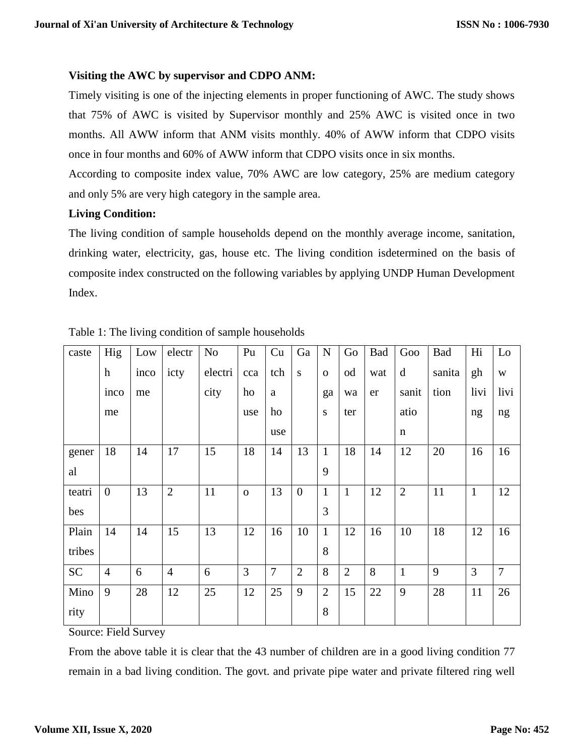**Visiting the AWC by supervisor and CDPO ANM:**

Timely visiting is one of the injecting elements in proper functioning of AWC. The study shows that 75% of AWC is visited by Supervisor monthly and 25% AWC is visited once in two months. All AWW inform that ANM visits monthly. 40% of AWW inform that CDPO visits once in four months and 60% of AWW inform that CDPO visits once in six months.

According to composite index value, 70% AWC are low category, 25% are medium category and only 5% are very high category in the sample area.

**Living Condition:**

The living condition of sample households depend on the monthly average income, sanitation, drinking water, electricity, gas, house etc. The living condition isdetermined on the basis of composite index constructed on the following variables by applying UNDP Human Development Index.

Table 1: The living condition of sample households

| caste | High income | Low income | electricty | No electricity | Pucca house | Cutcha house | Gas | No gas | Good water | Bad water | Good sanitation | Bad sanitation | High living | Low living |
|---|---|---|---|---|---|---|---|---|---|---|---|---|---|---|
| general | 18 | 14 | 17 | 15 | 18 | 14 | 13 | 19 | 18 | 14 | 12 | 20 | 16 | 16 |
| teatribes | 0 | 13 | 2 | 11 | o | 13 | 0 | 13 | 1 | 12 | 2 | 11 | 1 | 12 |
| Plain tribes | 14 | 14 | 15 | 13 | 12 | 16 | 10 | 18 | 12 | 16 | 10 | 18 | 12 | 16 |
| SC | 4 | 6 | 4 | 6 | 3 | 7 | 2 | 8 | 2 | 8 | 1 | 9 | 3 | 7 |
| Minority | 9 | 28 | 12 | 25 | 12 | 25 | 9 | 28 | 15 | 22 | 9 | 28 | 11 | 26 |

Source: Field Survey

From the above table it is clear that the 43 number of children are in a good living condition 77 remain in a bad living condition. The govt. and private pipe water and private filtered ring well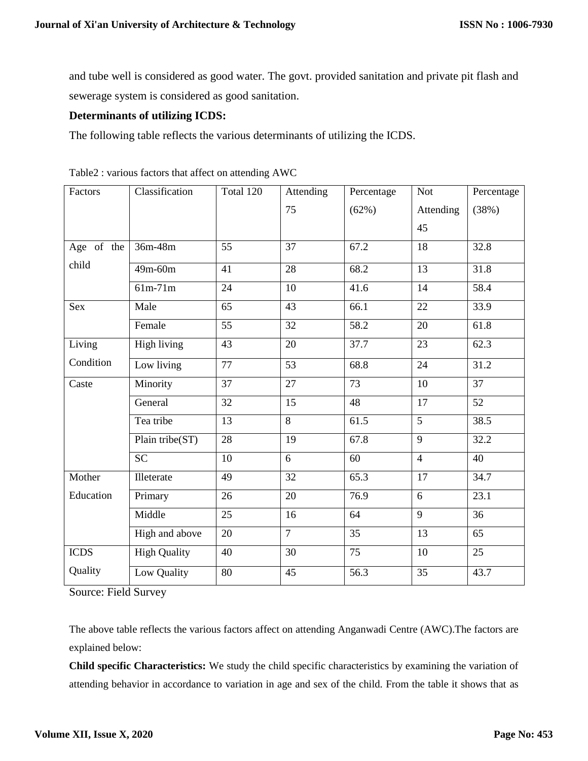and tube well is considered as good water. The govt. provided sanitation and private pit flash and sewerage system is considered as good sanitation.

**Determinants of utilizing ICDS:**

The following table reflects the various determinants of utilizing the ICDS.

Table2 : various factors that affect on attending AWC

| Factors | Classification | Total 120 | Attending 75 | Percentage (62%) | Not Attending 45 | Percentage (38%) |
|---|---|---|---|---|---|---|
| Age of the child | 36m-48m | 55 | 37 | 67.2 | 18 | 32.8 |
| | 49m-60m | 41 | 28 | 68.2 | 13 | 31.8 |
| | 61m-71m | 24 | 10 | 41.6 | 14 | 58.4 |
| Sex | Male | 65 | 43 | 66.1 | 22 | 33.9 |
| | Female | 55 | 32 | 58.2 | 20 | 61.8 |
| Living Condition | High living | 43 | 20 | 37.7 | 23 | 62.3 |
| | Low living | 77 | 53 | 68.8 | 24 | 31.2 |
| Caste | Minority | 37 | 27 | 73 | 10 | 37 |
| | General | 32 | 15 | 48 | 17 | 52 |
| | Tea tribe | 13 | 8 | 61.5 | 5 | 38.5 |
| | Plain tribe(ST) | 28 | 19 | 67.8 | 9 | 32.2 |
| | SC | 10 | 6 | 60 | 4 | 40 |
| Mother Education | Illeterate | 49 | 32 | 65.3 | 17 | 34.7 |
| | Primary | 26 | 20 | 76.9 | 6 | 23.1 |
| | Middle | 25 | 16 | 64 | 9 | 36 |
| | High and above | 20 | 7 | 35 | 13 | 65 |
| ICDS Quality | High Quality | 40 | 30 | 75 | 10 | 25 |
| | Low Quality | 80 | 45 | 56.3 | 35 | 43.7 |

Source: Field Survey

The above table reflects the various factors affect on attending Anganwadi Centre (AWC).The factors are explained below:

**Child specific Characteristics:** We study the child specific characteristics by examining the variation of attending behavior in accordance to variation in age and sex of the child. From the table it shows that as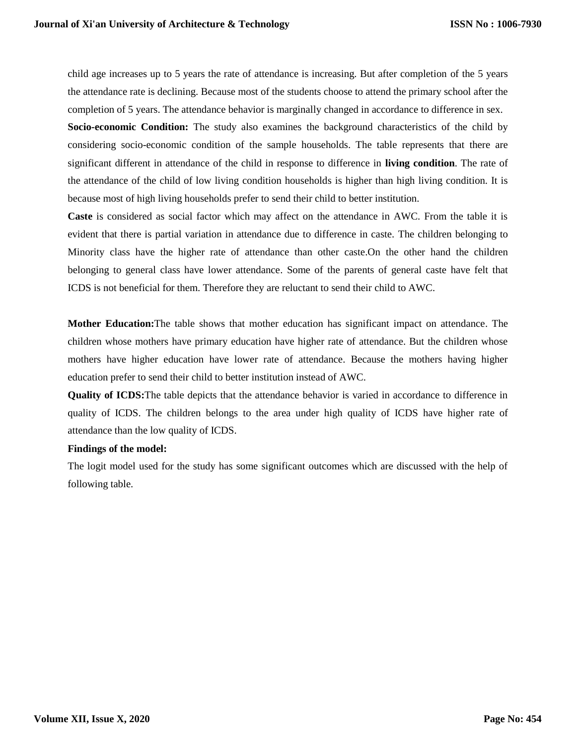child age increases up to 5 years the rate of attendance is increasing. But after completion of the 5 years the attendance rate is declining. Because most of the students choose to attend the primary school after the completion of 5 years. The attendance behavior is marginally changed in accordance to difference in sex.

**Socio-economic Condition:** The study also examines the background characteristics of the child by considering socio-economic condition of the sample households. The table represents that there are significant different in attendance of the child in response to difference in **living condition**. The rate of the attendance of the child of low living condition households is higher than high living condition. It is because most of high living households prefer to send their child to better institution.

**Caste** is considered as social factor which may affect on the attendance in AWC. From the table it is evident that there is partial variation in attendance due to difference in caste. The children belonging to Minority class have the higher rate of attendance than other caste.On the other hand the children belonging to general class have lower attendance. Some of the parents of general caste have felt that ICDS is not beneficial for them. Therefore they are reluctant to send their child to AWC.

**Mother Education:**The table shows that mother education has significant impact on attendance. The children whose mothers have primary education have higher rate of attendance. But the children whose mothers have higher education have lower rate of attendance. Because the mothers having higher education prefer to send their child to better institution instead of AWC.

**Quality of ICDS:**The table depicts that the attendance behavior is varied in accordance to difference in quality of ICDS. The children belongs to the area under high quality of ICDS have higher rate of attendance than the low quality of ICDS.

**Findings of the model:**

The logit model used for the study has some significant outcomes which are discussed with the help of following table.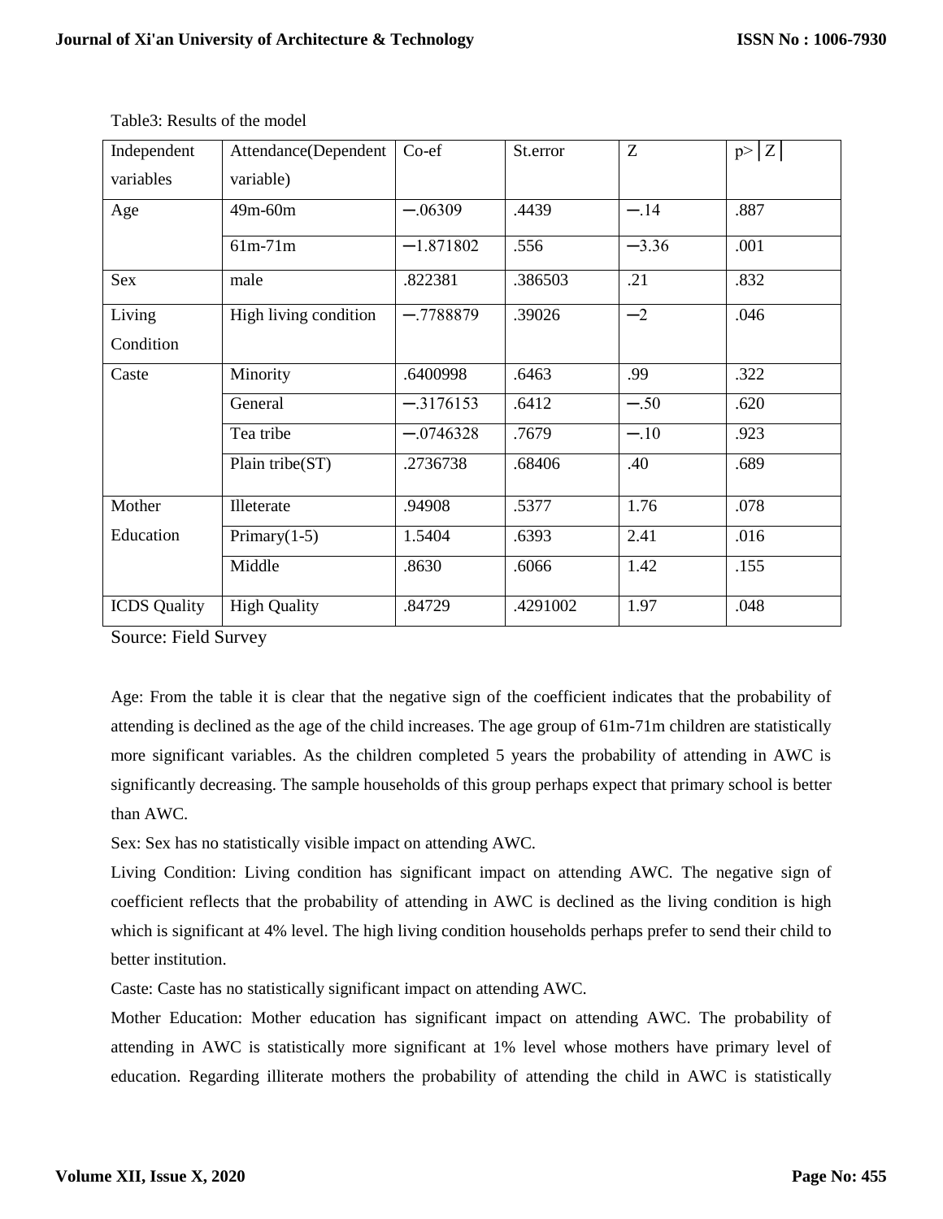Table3: Results of the model

| Independent variables | Attendance(Dependent variable) | Co-ef | St.error | Z | p>│Z│ |
|---|---|---|---|---|---|
| Age | 49m-60m | −.06309 | .4439 | −.14 | .887 |
| | 61m-71m | −1.871802 | .556 | −3.36 | .001 |
| Sex | male | .822381 | .386503 | .21 | .832 |
| Living Condition | High living condition | −.7788879 | .39026 | −2 | .046 |
| Caste | Minority | .6400998 | .6463 | .99 | .322 |
| | General | −.3176153 | .6412 | −.50 | .620 |
| | Tea tribe | −.0746328 | .7679 | −.10 | .923 |
| | Plain tribe(ST) | .2736738 | .68406 | .40 | .689 |
| Mother Education | Illeterate | .94908 | .5377 | 1.76 | .078 |
| | Primary(1-5) | 1.5404 | .6393 | 2.41 | .016 |
| | Middle | .8630 | .6066 | 1.42 | .155 |
| ICDS Quality | High Quality | .84729 | .4291002 | 1.97 | .048 |

Source: Field Survey

Age: From the table it is clear that the negative sign of the coefficient indicates that the probability of attending is declined as the age of the child increases. The age group of 61m-71m children are statistically more significant variables. As the children completed 5 years the probability of attending in AWC is significantly decreasing. The sample households of this group perhaps expect that primary school is better than AWC.

Sex: Sex has no statistically visible impact on attending AWC.

Living Condition: Living condition has significant impact on attending AWC. The negative sign of coefficient reflects that the probability of attending in AWC is declined as the living condition is high which is significant at 4% level. The high living condition households perhaps prefer to send their child to better institution.

Caste: Caste has no statistically significant impact on attending AWC.

Mother Education: Mother education has significant impact on attending AWC. The probability of attending in AWC is statistically more significant at 1% level whose mothers have primary level of education. Regarding illiterate mothers the probability of attending the child in AWC is statistically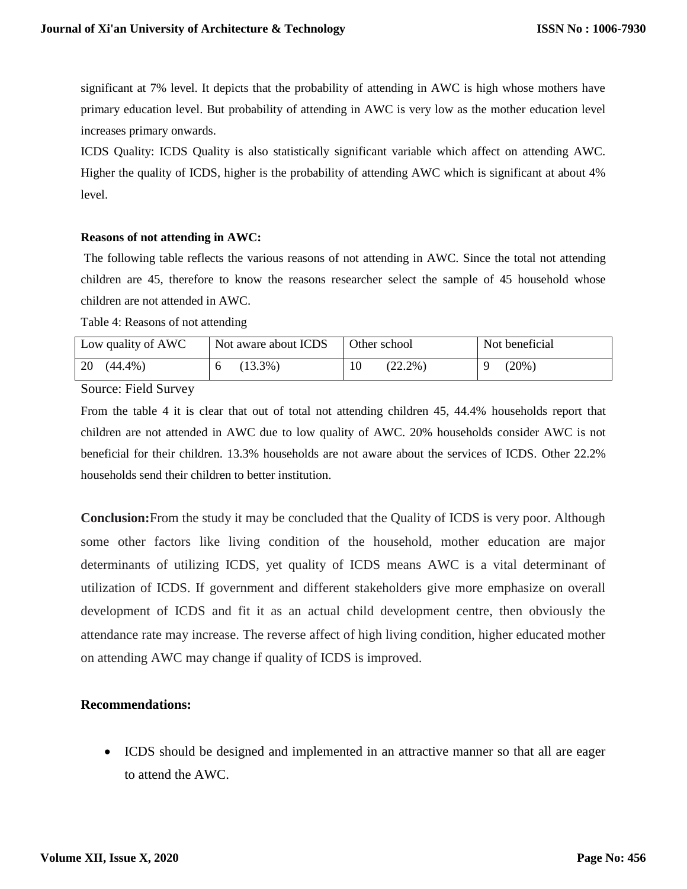significant at 7% level. It depicts that the probability of attending in AWC is high whose mothers have primary education level. But probability of attending in AWC is very low as the mother education level increases primary onwards.

ICDS Quality: ICDS Quality is also statistically significant variable which affect on attending AWC. Higher the quality of ICDS, higher is the probability of attending AWC which is significant at about 4% level.

**Reasons of not attending in AWC:**

The following table reflects the various reasons of not attending in AWC. Since the total not attending children are 45, therefore to know the reasons researcher select the sample of 45 household whose children are not attended in AWC.

Table 4: Reasons of not attending

| Low quality of AWC | Not aware about ICDS | Other school | Not beneficial |
|---|---|---|---|
| 20 (44.4%) | 6 (13.3%) | 10 (22.2%) | 9 (20%) |

Source: Field Survey

From the table 4 it is clear that out of total not attending children 45, 44.4% households report that children are not attended in AWC due to low quality of AWC. 20% households consider AWC is not beneficial for their children. 13.3% households are not aware about the services of ICDS. Other 22.2% households send their children to better institution.

**Conclusion:**From the study it may be concluded that the Quality of ICDS is very poor. Although some other factors like living condition of the household, mother education are major determinants of utilizing ICDS, yet quality of ICDS means AWC is a vital determinant of utilization of ICDS. If government and different stakeholders give more emphasize on overall development of ICDS and fit it as an actual child development centre, then obviously the attendance rate may increase. The reverse affect of high living condition, higher educated mother on attending AWC may change if quality of ICDS is improved.

**Recommendations:**

- ICDS should be designed and implemented in an attractive manner so that all are eager to attend the AWC.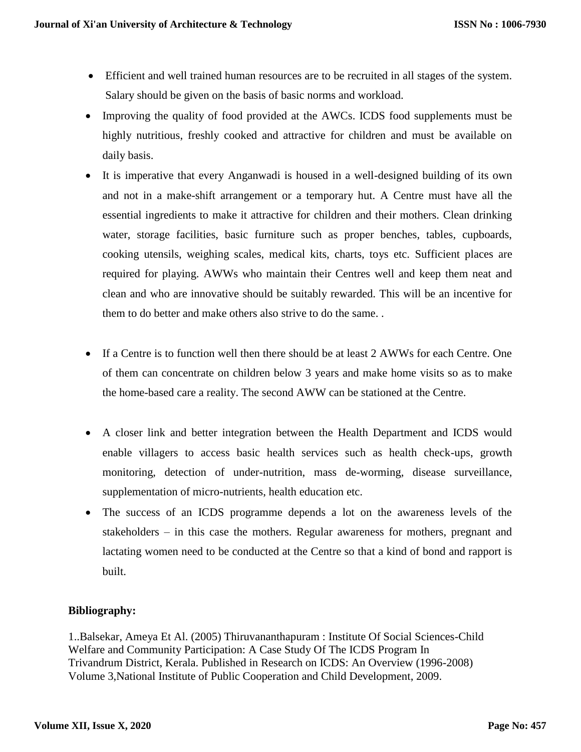- Efficient and well trained human resources are to be recruited in all stages of the system. Salary should be given on the basis of basic norms and workload.
- Improving the quality of food provided at the AWCs. ICDS food supplements must be highly nutritious, freshly cooked and attractive for children and must be available on daily basis.
- It is imperative that every Anganwadi is housed in a well-designed building of its own and not in a make-shift arrangement or a temporary hut. A Centre must have all the essential ingredients to make it attractive for children and their mothers. Clean drinking water, storage facilities, basic furniture such as proper benches, tables, cupboards, cooking utensils, weighing scales, medical kits, charts, toys etc. Sufficient places are required for playing. AWWs who maintain their Centres well and keep them neat and clean and who are innovative should be suitably rewarded. This will be an incentive for them to do better and make others also strive to do the same. .
- If a Centre is to function well then there should be at least 2 AWWs for each Centre. One of them can concentrate on children below 3 years and make home visits so as to make the home-based care a reality. The second AWW can be stationed at the Centre.
- A closer link and better integration between the Health Department and ICDS would enable villagers to access basic health services such as health check-ups, growth monitoring, detection of under-nutrition, mass de-worming, disease surveillance, supplementation of micro-nutrients, health education etc.
- The success of an ICDS programme depends a lot on the awareness levels of the stakeholders – in this case the mothers. Regular awareness for mothers, pregnant and lactating women need to be conducted at the Centre so that a kind of bond and rapport is built.

**Bibliography:**

1..Balsekar, Ameya Et Al. (2005) Thiruvananthapuram : Institute Of Social Sciences-Child Welfare and Community Participation: A Case Study Of The ICDS Program In Trivandrum District, Kerala. Published in Research on ICDS: An Overview (1996-2008) Volume 3,National Institute of Public Cooperation and Child Development, 2009.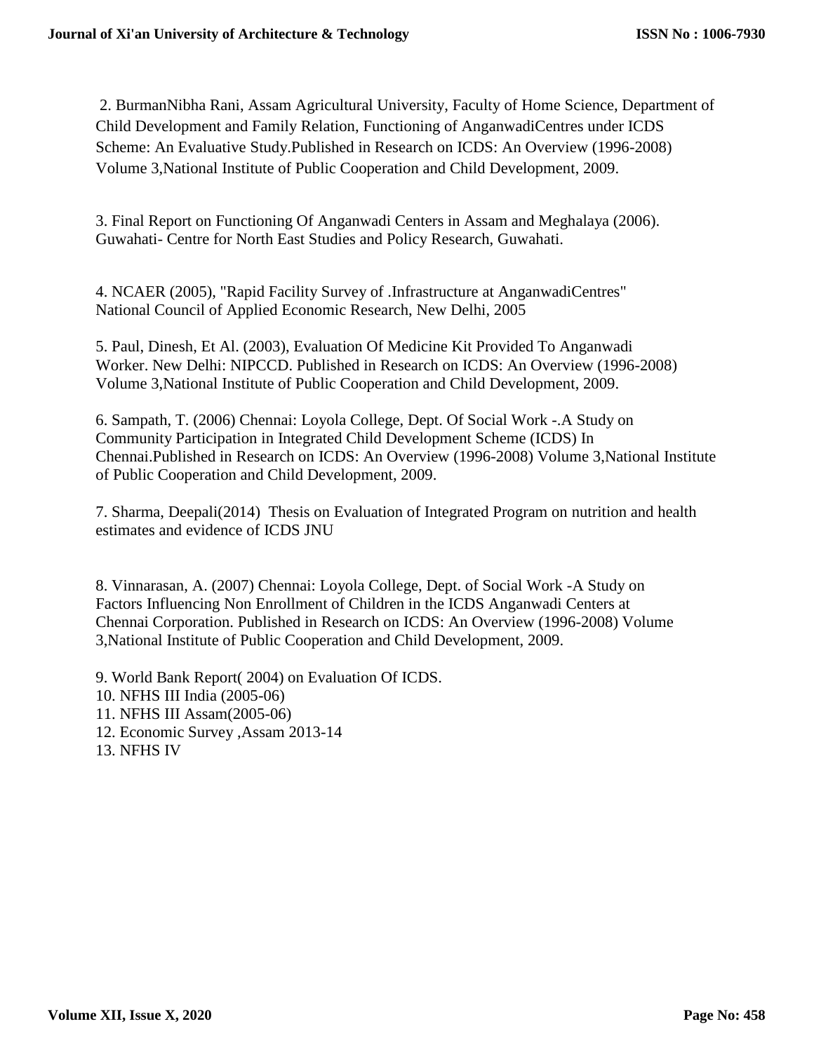2. BurmanNibha Rani, Assam Agricultural University, Faculty of Home Science, Department of Child Development and Family Relation, Functioning of AnganwadiCentres under ICDS Scheme: An Evaluative Study.Published in Research on ICDS: An Overview (1996-2008) Volume 3,National Institute of Public Cooperation and Child Development, 2009.

3. Final Report on Functioning Of Anganwadi Centers in Assam and Meghalaya (2006). Guwahati- Centre for North East Studies and Policy Research, Guwahati.

4. NCAER (2005), "Rapid Facility Survey of .Infrastructure at AnganwadiCentres" National Council of Applied Economic Research, New Delhi, 2005

5. Paul, Dinesh, Et Al. (2003), Evaluation Of Medicine Kit Provided To Anganwadi Worker. New Delhi: NIPCCD. Published in Research on ICDS: An Overview (1996-2008) Volume 3,National Institute of Public Cooperation and Child Development, 2009.

6. Sampath, T. (2006) Chennai: Loyola College, Dept. Of Social Work -.A Study on Community Participation in Integrated Child Development Scheme (ICDS) In Chennai.Published in Research on ICDS: An Overview (1996-2008) Volume 3,National Institute of Public Cooperation and Child Development, 2009.

7. Sharma, Deepali(2014) Thesis on Evaluation of Integrated Program on nutrition and health estimates and evidence of ICDS JNU

8. Vinnarasan, A. (2007) Chennai: Loyola College, Dept. of Social Work -A Study on Factors Influencing Non Enrollment of Children in the ICDS Anganwadi Centers at Chennai Corporation. Published in Research on ICDS: An Overview (1996-2008) Volume 3,National Institute of Public Cooperation and Child Development, 2009.

9. World Bank Report( 2004) on Evaluation Of ICDS.
10. NFHS III India (2005-06)
11. NFHS III Assam(2005-06)
12. Economic Survey ,Assam 2013-14
13. NFHS IV